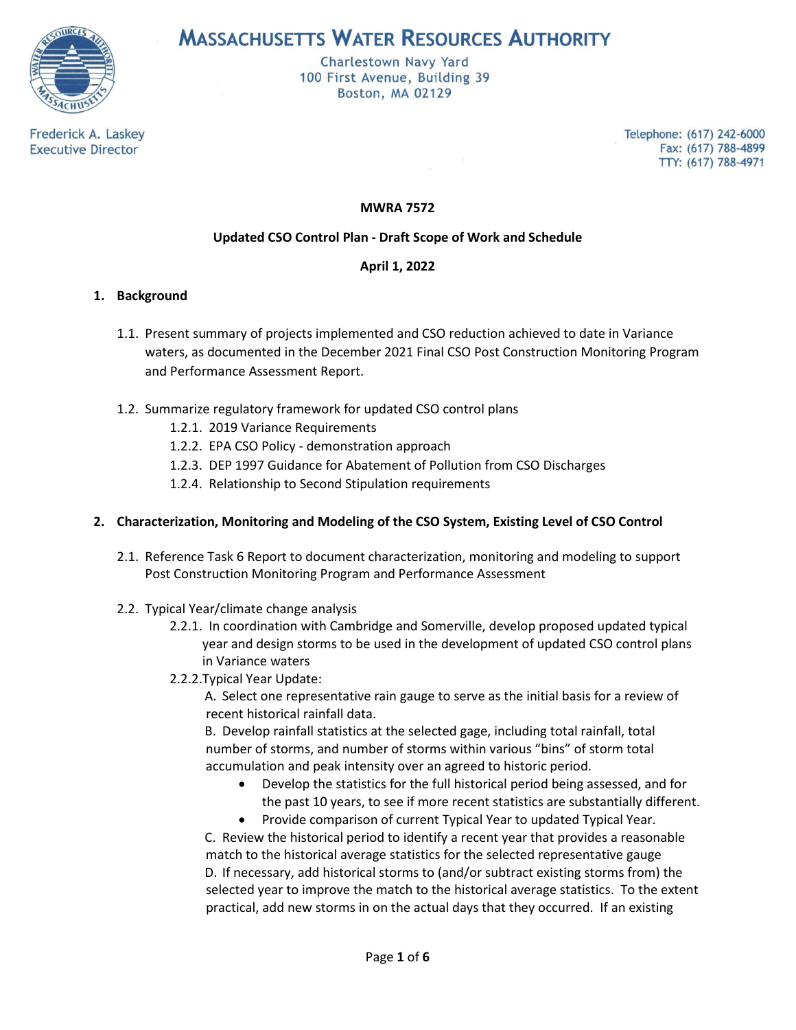# MASSACHUSETTS WATER RESOURCES AUTHORITY

Charlestown Navy Yard
100 First Avenue, Building 39
Boston, MA 02129

Frederick A. Laskey
Executive Director

Telephone: (617) 242-6000
Fax: (617) 788-4899
TTY: (617) 788-4971

**MWRA 7572**

**Updated CSO Control Plan - Draft Scope of Work and Schedule**

**April 1, 2022**

## 1. Background

1.1. Present summary of projects implemented and CSO reduction achieved to date in Variance waters, as documented in the December 2021 Final CSO Post Construction Monitoring Program and Performance Assessment Report.

1.2. Summarize regulatory framework for updated CSO control plans

- 1.2.1. 2019 Variance Requirements
- 1.2.2. EPA CSO Policy - demonstration approach
- 1.2.3. DEP 1997 Guidance for Abatement of Pollution from CSO Discharges
- 1.2.4. Relationship to Second Stipulation requirements

## 2. Characterization, Monitoring and Modeling of the CSO System, Existing Level of CSO Control

2.1. Reference Task 6 Report to document characterization, monitoring and modeling to support Post Construction Monitoring Program and Performance Assessment

2.2. Typical Year/climate change analysis

- 2.2.1. In coordination with Cambridge and Somerville, develop proposed updated typical year and design storms to be used in the development of updated CSO control plans in Variance waters
- 2.2.2. Typical Year Update:

  A. Select one representative rain gauge to serve as the initial basis for a review of recent historical rainfall data.

  B. Develop rainfall statistics at the selected gage, including total rainfall, total number of storms, and number of storms within various "bins" of storm total accumulation and peak intensity over an agreed to historic period.

  - Develop the statistics for the full historical period being assessed, and for the past 10 years, to see if more recent statistics are substantially different.
  - Provide comparison of current Typical Year to updated Typical Year.

  C. Review the historical period to identify a recent year that provides a reasonable match to the historical average statistics for the selected representative gauge

  D. If necessary, add historical storms to (and/or subtract existing storms from) the selected year to improve the match to the historical average statistics. To the extent practical, add new storms in on the actual days that they occurred. If an existing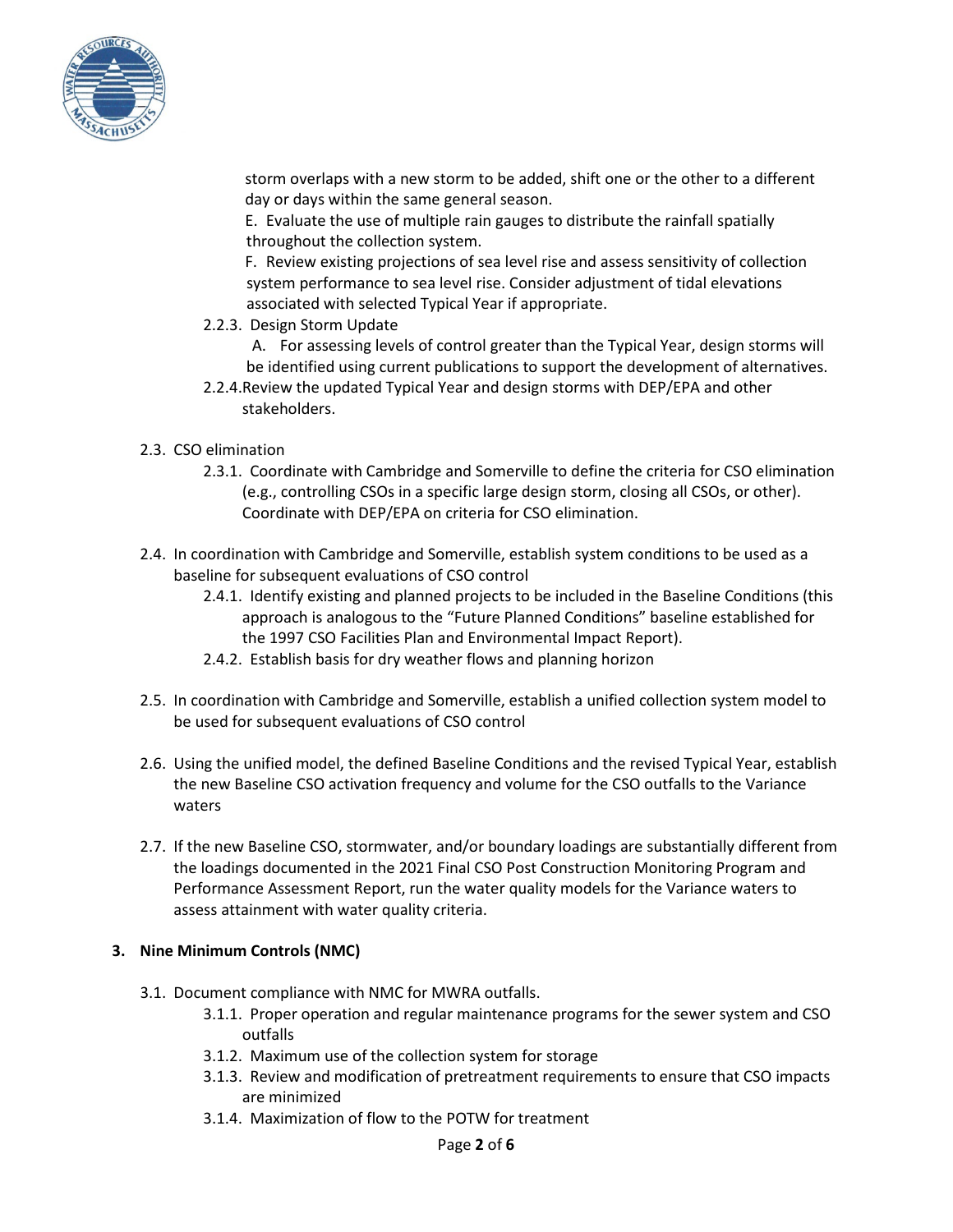storm overlaps with a new storm to be added, shift one or the other to a different day or days within the same general season.

E. Evaluate the use of multiple rain gauges to distribute the rainfall spatially throughout the collection system.

F. Review existing projections of sea level rise and assess sensitivity of collection system performance to sea level rise. Consider adjustment of tidal elevations associated with selected Typical Year if appropriate.

- 2.2.3. Design Storm Update
  - A. For assessing levels of control greater than the Typical Year, design storms will be identified using current publications to support the development of alternatives.
- 2.2.4. Review the updated Typical Year and design storms with DEP/EPA and other stakeholders.

2.3. CSO elimination

- 2.3.1. Coordinate with Cambridge and Somerville to define the criteria for CSO elimination (e.g., controlling CSOs in a specific large design storm, closing all CSOs, or other). Coordinate with DEP/EPA on criteria for CSO elimination.

2.4. In coordination with Cambridge and Somerville, establish system conditions to be used as a baseline for subsequent evaluations of CSO control

- 2.4.1. Identify existing and planned projects to be included in the Baseline Conditions (this approach is analogous to the "Future Planned Conditions" baseline established for the 1997 CSO Facilities Plan and Environmental Impact Report).
- 2.4.2. Establish basis for dry weather flows and planning horizon

2.5. In coordination with Cambridge and Somerville, establish a unified collection system model to be used for subsequent evaluations of CSO control

2.6. Using the unified model, the defined Baseline Conditions and the revised Typical Year, establish the new Baseline CSO activation frequency and volume for the CSO outfalls to the Variance waters

2.7. If the new Baseline CSO, stormwater, and/or boundary loadings are substantially different from the loadings documented in the 2021 Final CSO Post Construction Monitoring Program and Performance Assessment Report, run the water quality models for the Variance waters to assess attainment with water quality criteria.

## 3. Nine Minimum Controls (NMC)

3.1. Document compliance with NMC for MWRA outfalls.

- 3.1.1. Proper operation and regular maintenance programs for the sewer system and CSO outfalls
- 3.1.2. Maximum use of the collection system for storage
- 3.1.3. Review and modification of pretreatment requirements to ensure that CSO impacts are minimized
- 3.1.4. Maximization of flow to the POTW for treatment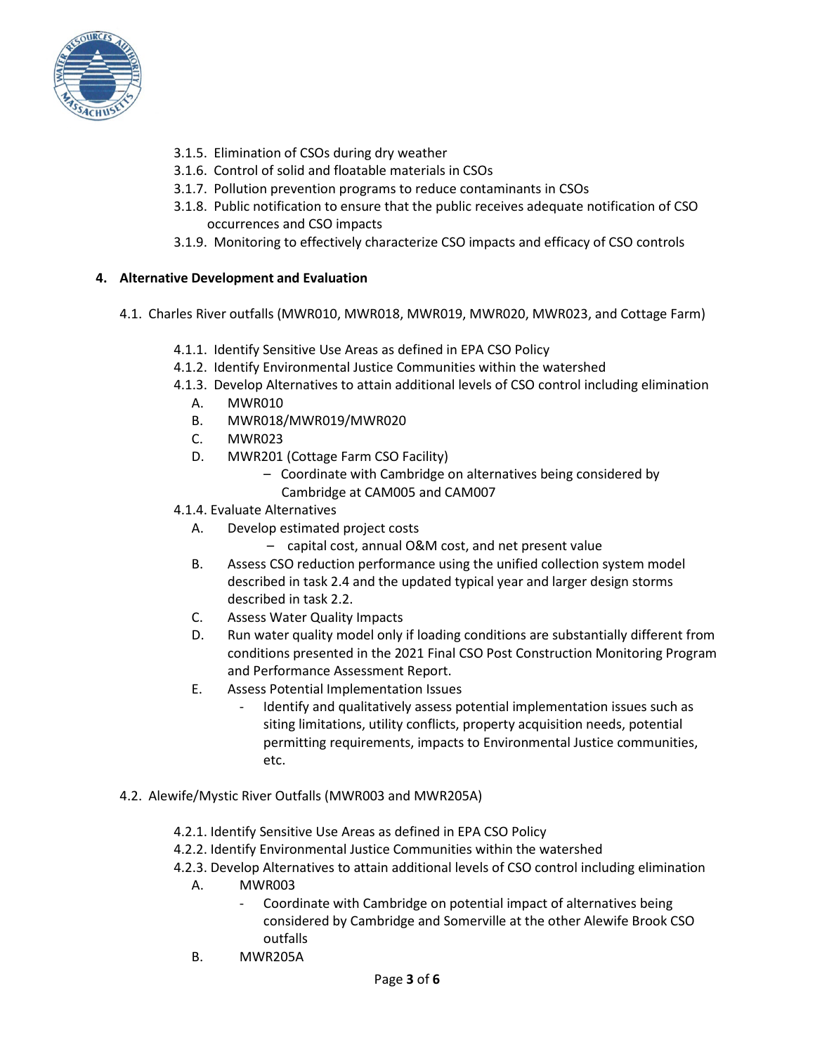3.1.5. Elimination of CSOs during dry weather
3.1.6. Control of solid and floatable materials in CSOs
3.1.7. Pollution prevention programs to reduce contaminants in CSOs
3.1.8. Public notification to ensure that the public receives adequate notification of CSO occurrences and CSO impacts
3.1.9. Monitoring to effectively characterize CSO impacts and efficacy of CSO controls

**4. Alternative Development and Evaluation**

4.1. Charles River outfalls (MWR010, MWR018, MWR019, MWR020, MWR023, and Cottage Farm)

4.1.1. Identify Sensitive Use Areas as defined in EPA CSO Policy
4.1.2. Identify Environmental Justice Communities within the watershed
4.1.3. Develop Alternatives to attain additional levels of CSO control including elimination

A. MWR010
B. MWR018/MWR019/MWR020
C. MWR023
D. MWR201 (Cottage Farm CSO Facility)
   - Coordinate with Cambridge on alternatives being considered by Cambridge at CAM005 and CAM007

4.1.4. Evaluate Alternatives

A. Develop estimated project costs
   - capital cost, annual O&M cost, and net present value
B. Assess CSO reduction performance using the unified collection system model described in task 2.4 and the updated typical year and larger design storms described in task 2.2.
C. Assess Water Quality Impacts
D. Run water quality model only if loading conditions are substantially different from conditions presented in the 2021 Final CSO Post Construction Monitoring Program and Performance Assessment Report.
E. Assess Potential Implementation Issues
   - Identify and qualitatively assess potential implementation issues such as siting limitations, utility conflicts, property acquisition needs, potential permitting requirements, impacts to Environmental Justice communities, etc.

4.2. Alewife/Mystic River Outfalls (MWR003 and MWR205A)

4.2.1. Identify Sensitive Use Areas as defined in EPA CSO Policy
4.2.2. Identify Environmental Justice Communities within the watershed
4.2.3. Develop Alternatives to attain additional levels of CSO control including elimination

A. MWR003
   - Coordinate with Cambridge on potential impact of alternatives being considered by Cambridge and Somerville at the other Alewife Brook CSO outfalls
B. MWR205A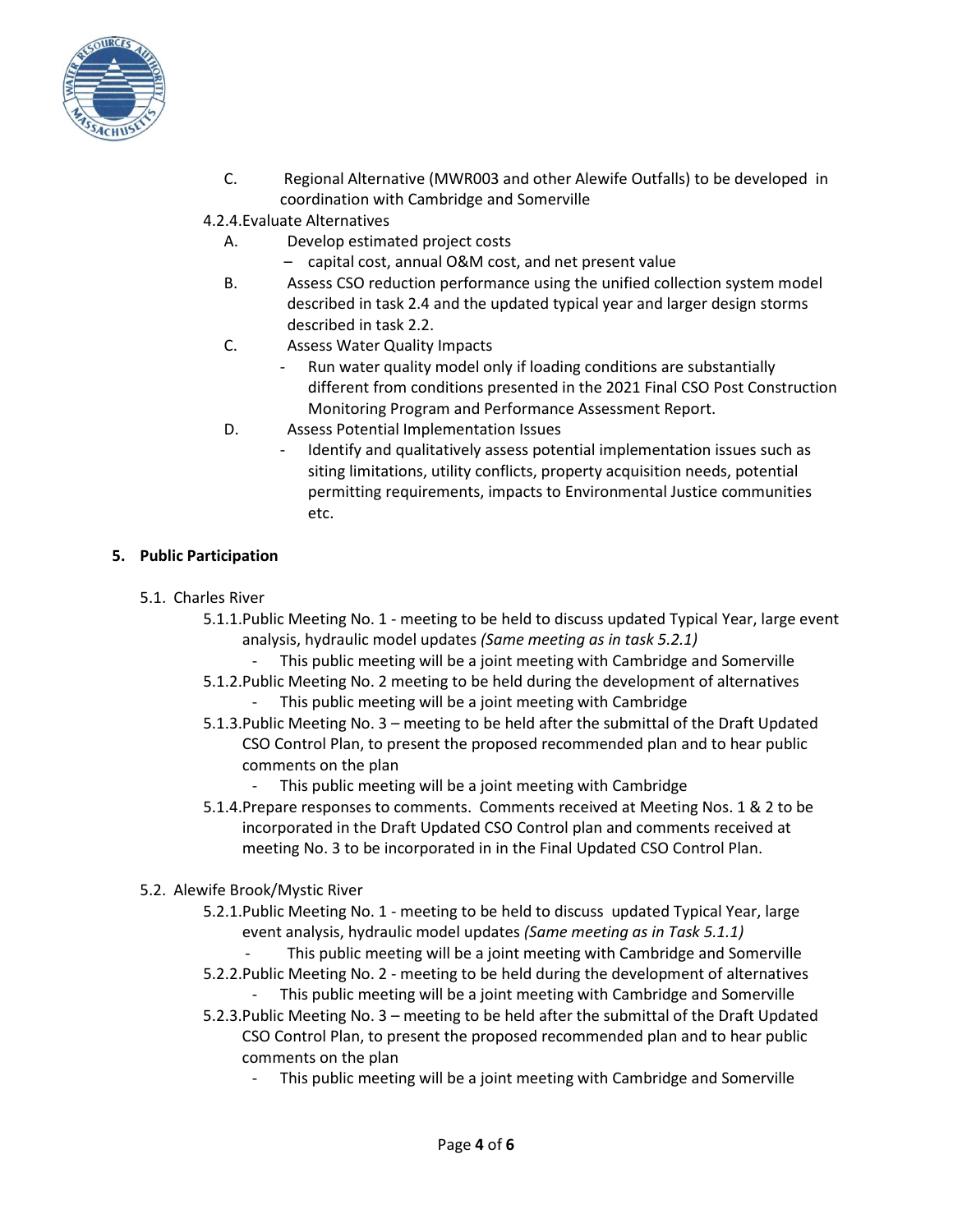C. Regional Alternative (MWR003 and other Alewife Outfalls) to be developed in coordination with Cambridge and Somerville

4.2.4. Evaluate Alternatives

- A. Develop estimated project costs
  - capital cost, annual O&M cost, and net present value
- B. Assess CSO reduction performance using the unified collection system model described in task 2.4 and the updated typical year and larger design storms described in task 2.2.
- C. Assess Water Quality Impacts
  - Run water quality model only if loading conditions are substantially different from conditions presented in the 2021 Final CSO Post Construction Monitoring Program and Performance Assessment Report.
- D. Assess Potential Implementation Issues
  - Identify and qualitatively assess potential implementation issues such as siting limitations, utility conflicts, property acquisition needs, potential permitting requirements, impacts to Environmental Justice communities etc.

## 5. Public Participation

5.1. Charles River

- 5.1.1. Public Meeting No. 1 - meeting to be held to discuss updated Typical Year, large event analysis, hydraulic model updates *(Same meeting as in task 5.2.1)*
  - This public meeting will be a joint meeting with Cambridge and Somerville
- 5.1.2. Public Meeting No. 2 meeting to be held during the development of alternatives
  - This public meeting will be a joint meeting with Cambridge
- 5.1.3. Public Meeting No. 3 – meeting to be held after the submittal of the Draft Updated CSO Control Plan, to present the proposed recommended plan and to hear public comments on the plan
  - This public meeting will be a joint meeting with Cambridge
- 5.1.4. Prepare responses to comments. Comments received at Meeting Nos. 1 & 2 to be incorporated in the Draft Updated CSO Control plan and comments received at meeting No. 3 to be incorporated in in the Final Updated CSO Control Plan.

5.2. Alewife Brook/Mystic River

- 5.2.1. Public Meeting No. 1 - meeting to be held to discuss updated Typical Year, large event analysis, hydraulic model updates *(Same meeting as in Task 5.1.1)*
  - This public meeting will be a joint meeting with Cambridge and Somerville
- 5.2.2. Public Meeting No. 2 - meeting to be held during the development of alternatives
  - This public meeting will be a joint meeting with Cambridge and Somerville
- 5.2.3. Public Meeting No. 3 – meeting to be held after the submittal of the Draft Updated CSO Control Plan, to present the proposed recommended plan and to hear public comments on the plan
  - This public meeting will be a joint meeting with Cambridge and Somerville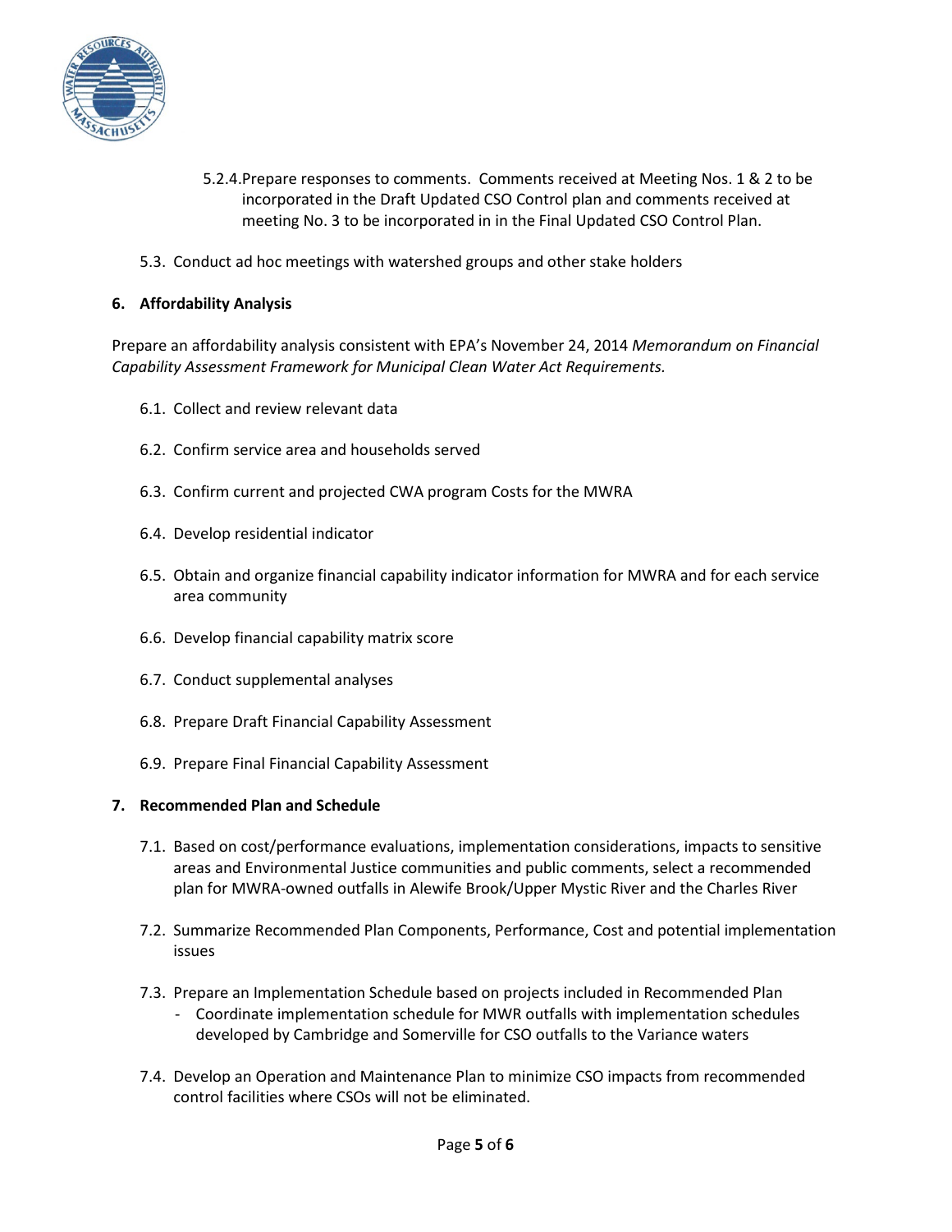5.2.4. Prepare responses to comments. Comments received at Meeting Nos. 1 & 2 to be incorporated in the Draft Updated CSO Control plan and comments received at meeting No. 3 to be incorporated in in the Final Updated CSO Control Plan.

5.3. Conduct ad hoc meetings with watershed groups and other stake holders

## 6. Affordability Analysis

Prepare an affordability analysis consistent with EPA's November 24, 2014 *Memorandum on Financial Capability Assessment Framework for Municipal Clean Water Act Requirements.*

6.1. Collect and review relevant data

6.2. Confirm service area and households served

6.3. Confirm current and projected CWA program Costs for the MWRA

6.4. Develop residential indicator

6.5. Obtain and organize financial capability indicator information for MWRA and for each service area community

6.6. Develop financial capability matrix score

6.7. Conduct supplemental analyses

6.8. Prepare Draft Financial Capability Assessment

6.9. Prepare Final Financial Capability Assessment

## 7. Recommended Plan and Schedule

7.1. Based on cost/performance evaluations, implementation considerations, impacts to sensitive areas and Environmental Justice communities and public comments, select a recommended plan for MWRA-owned outfalls in Alewife Brook/Upper Mystic River and the Charles River

7.2. Summarize Recommended Plan Components, Performance, Cost and potential implementation issues

7.3. Prepare an Implementation Schedule based on projects included in Recommended Plan
- Coordinate implementation schedule for MWR outfalls with implementation schedules developed by Cambridge and Somerville for CSO outfalls to the Variance waters

7.4. Develop an Operation and Maintenance Plan to minimize CSO impacts from recommended control facilities where CSOs will not be eliminated.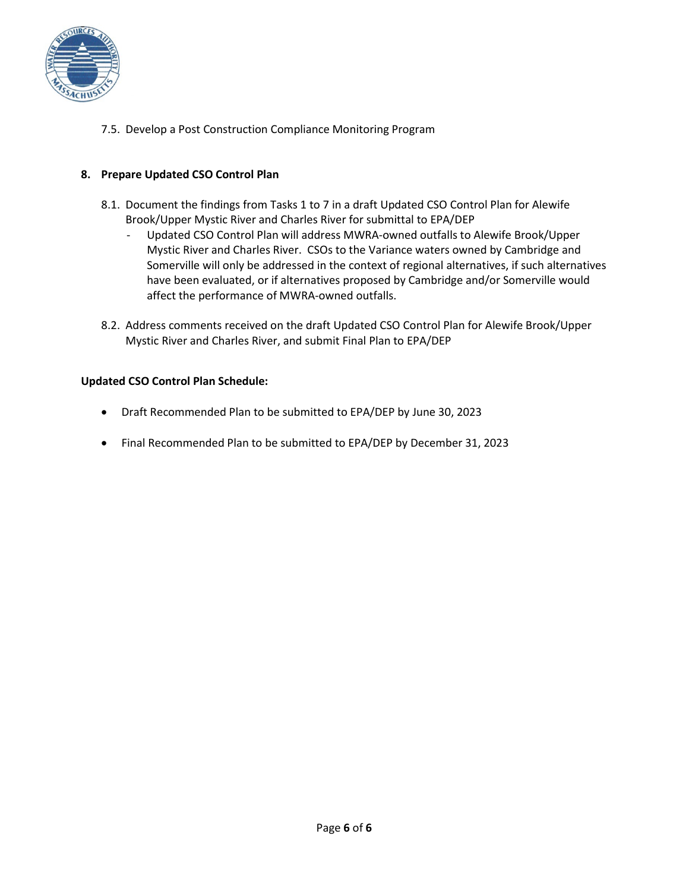7.5. Develop a Post Construction Compliance Monitoring Program

**8. Prepare Updated CSO Control Plan**

8.1. Document the findings from Tasks 1 to 7 in a draft Updated CSO Control Plan for Alewife Brook/Upper Mystic River and Charles River for submittal to EPA/DEP

- Updated CSO Control Plan will address MWRA-owned outfalls to Alewife Brook/Upper Mystic River and Charles River. CSOs to the Variance waters owned by Cambridge and Somerville will only be addressed in the context of regional alternatives, if such alternatives have been evaluated, or if alternatives proposed by Cambridge and/or Somerville would affect the performance of MWRA-owned outfalls.

8.2. Address comments received on the draft Updated CSO Control Plan for Alewife Brook/Upper Mystic River and Charles River, and submit Final Plan to EPA/DEP

**Updated CSO Control Plan Schedule:**

- Draft Recommended Plan to be submitted to EPA/DEP by June 30, 2023
- Final Recommended Plan to be submitted to EPA/DEP by December 31, 2023